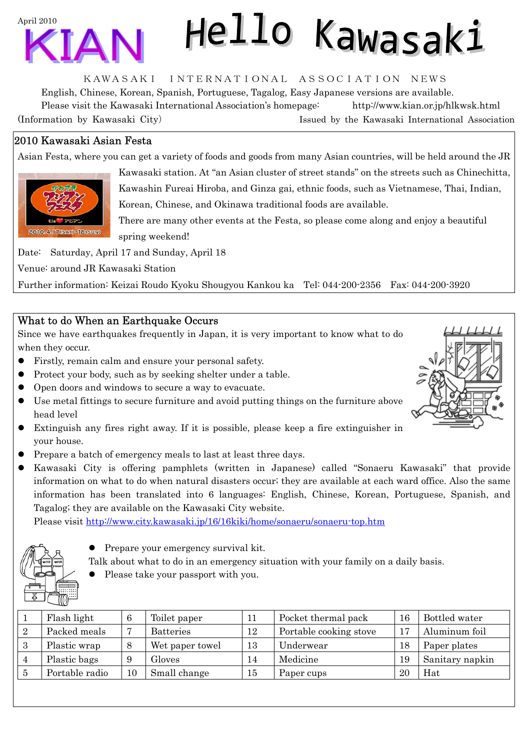April 2010

# KIAN Hello Kawasaki

KAWASAKI INTERNATIONAL ASSOCIATION NEWS

English, Chinese, Korean, Spanish, Portuguese, Tagalog, Easy Japanese versions are available.

Please visit the Kawasaki International Association's homepage: http://www.kian.or.jp/hlkwsk.html

(Information by Kawasaki City) Issued by the Kawasaki International Association

## 2010 Kawasaki Asian Festa

Asian Festa, where you can get a variety of foods and goods from many Asian countries, will be held around the JR Kawasaki station. At "an Asian cluster of street stands" on the streets such as Chinechitta, Kawashin Fureai Hiroba, and Ginza gai, ethnic foods, such as Vietnamese, Thai, Indian, Korean, Chinese, and Okinawa traditional foods are available.

There are many other events at the Festa, so please come along and enjoy a beautiful spring weekend!

Date: Saturday, April 17 and Sunday, April 18

Venue: around JR Kawasaki Station

Further information: Keizai Roudo Kyoku Shougyou Kankou ka Tel: 044-200-2356 Fax: 044-200-3920

## What to do When an Earthquake Occurs

Since we have earthquakes frequently in Japan, it is very important to know what to do when they occur.

- Firstly, remain calm and ensure your personal safety.
- Protect your body, such as by seeking shelter under a table.
- Open doors and windows to secure a way to evacuate.
- Use metal fittings to secure furniture and avoid putting things on the furniture above head level
- Extinguish any fires right away. If it is possible, please keep a fire extinguisher in your house.
- Prepare a batch of emergency meals to last at least three days.
- Kawasaki City is offering pamphlets (written in Japanese) called "Sonaeru Kawasaki" that provide information on what to do when natural disasters occur; they are available at each ward office. Also the same information has been translated into 6 languages: English, Chinese, Korean, Portuguese, Spanish, and Tagalog; they are available on the Kawasaki City website.
  Please visit http://www.city.kawasaki.jp/16/16kiki/home/sonaeru/sonaeru-top.htm

- Prepare your emergency survival kit.

Talk about what to do in an emergency situation with your family on a daily basis.

- Please take your passport with you.

| 1 | Flash light | 6 | Toilet paper | 11 | Pocket thermal pack | 16 | Bottled water |
|---|---|---|---|---|---|---|---|
| 2 | Packed meals | 7 | Batteries | 12 | Portable cooking stove | 17 | Aluminum foil |
| 3 | Plastic wrap | 8 | Wet paper towel | 13 | Underwear | 18 | Paper plates |
| 4 | Plastic bags | 9 | Gloves | 14 | Medicine | 19 | Sanitary napkin |
| 5 | Portable radio | 10 | Small change | 15 | Paper cups | 20 | Hat |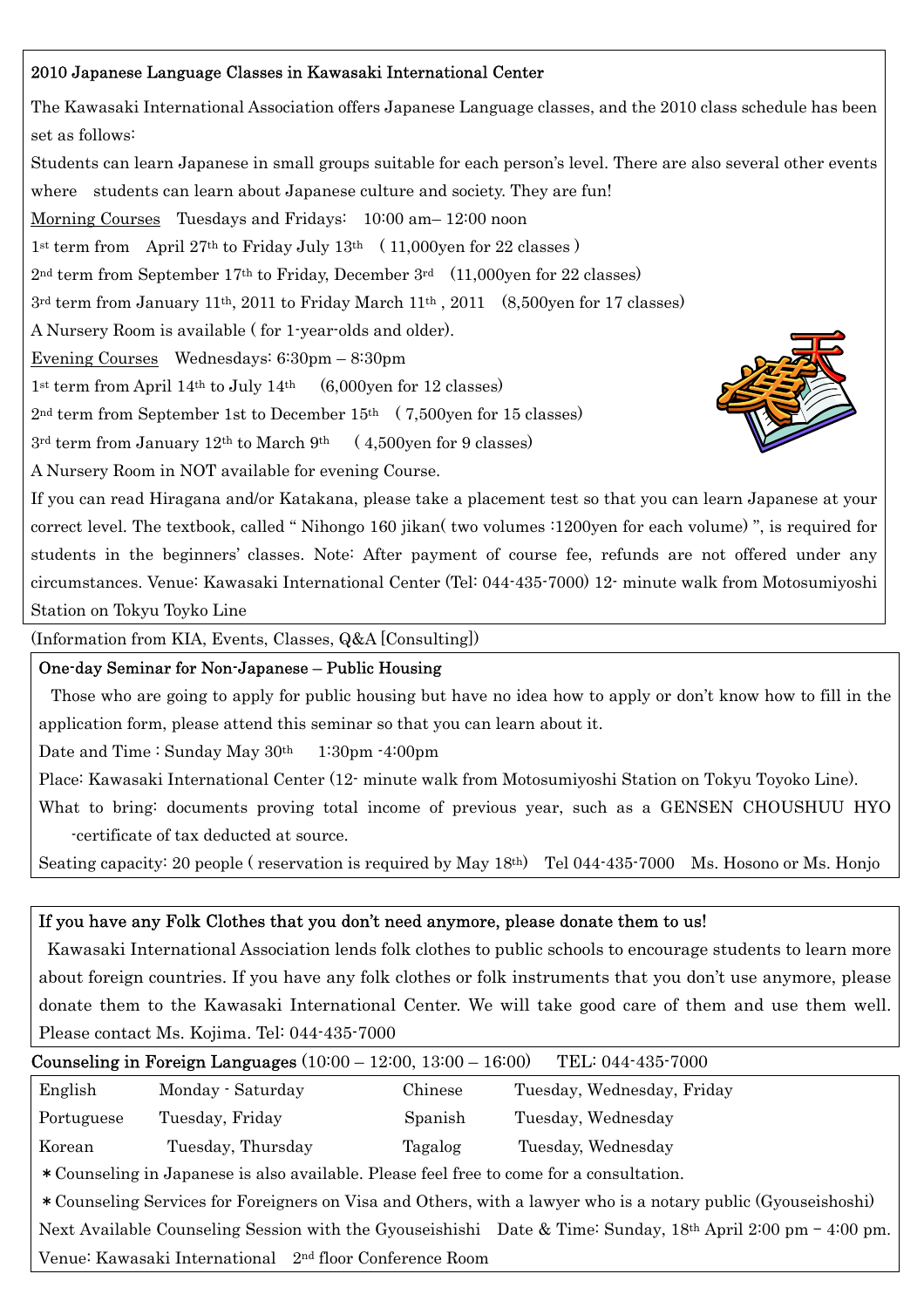## 2010 Japanese Language Classes in Kawasaki International Center

The Kawasaki International Association offers Japanese Language classes, and the 2010 class schedule has been set as follows:

Students can learn Japanese in small groups suitable for each person's level. There are also several other events where students can learn about Japanese culture and society. They are fun!

Morning Courses Tuesdays and Fridays: 10:00 am– 12:00 noon

1st term from April 27th to Friday July 13th ( 11,000yen for 22 classes )

2nd term from September 17th to Friday, December 3rd (11,000yen for 22 classes)

3rd term from January 11th, 2011 to Friday March 11th , 2011 (8,500yen for 17 classes)

A Nursery Room is available ( for 1-year-olds and older).

Evening Courses Wednesdays: 6:30pm – 8:30pm

1st term from April 14th to July 14th (6,000yen for 12 classes)

2nd term from September 1st to December 15th ( 7,500yen for 15 classes)

3rd term from January 12th to March 9th ( 4,500yen for 9 classes)

A Nursery Room in NOT available for evening Course.

If you can read Hiragana and/or Katakana, please take a placement test so that you can learn Japanese at your correct level. The textbook, called " Nihongo 160 jikan( two volumes :1200yen for each volume) ", is required for students in the beginners' classes. Note: After payment of course fee, refunds are not offered under any circumstances. Venue: Kawasaki International Center (Tel: 044-435-7000) 12- minute walk from Motosumiyoshi Station on Tokyu Toyko Line

(Information from KIA, Events, Classes, Q&A [Consulting])

## One-day Seminar for Non-Japanese – Public Housing

Those who are going to apply for public housing but have no idea how to apply or don't know how to fill in the application form, please attend this seminar so that you can learn about it.

Date and Time : Sunday May 30th 1:30pm -4:00pm

Place: Kawasaki International Center (12- minute walk from Motosumiyoshi Station on Tokyu Toyoko Line).

What to bring: documents proving total income of previous year, such as a GENSEN CHOUSHUU HYO -certificate of tax deducted at source.

Seating capacity: 20 people ( reservation is required by May 18th) Tel 044-435-7000 Ms. Hosono or Ms. Honjo

## If you have any Folk Clothes that you don't need anymore, please donate them to us!

Kawasaki International Association lends folk clothes to public schools to encourage students to learn more about foreign countries. If you have any folk clothes or folk instruments that you don't use anymore, please donate them to the Kawasaki International Center. We will take good care of them and use them well. Please contact Ms. Kojima. Tel: 044-435-7000

## Counseling in Foreign Languages (10:00 – 12:00, 13:00 – 16:00) TEL: 044-435-7000

| | | | |
|---|---|---|---|
| English | Monday - Saturday | Chinese | Tuesday, Wednesday, Friday |
| Portuguese | Tuesday, Friday | Spanish | Tuesday, Wednesday |
| Korean | Tuesday, Thursday | Tagalog | Tuesday, Wednesday |

＊Counseling in Japanese is also available. Please feel free to come for a consultation.

＊Counseling Services for Foreigners on Visa and Others, with a lawyer who is a notary public (Gyouseishoshi)

Next Available Counseling Session with the Gyouseishishi Date & Time: Sunday, 18th April 2:00 pm – 4:00 pm.

Venue: Kawasaki International 2nd floor Conference Room